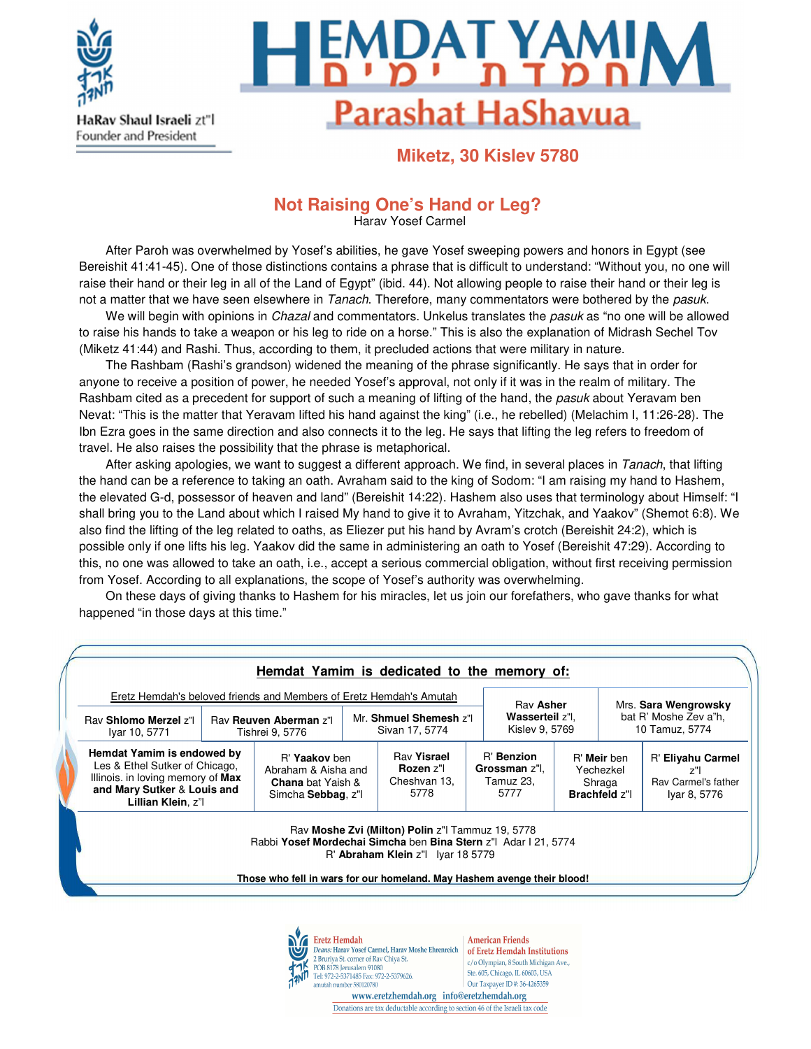HaRav Shaul Israeli zt"l
Founder and President

# HEMDAT YAMIM
חמדת ימים

## Parashat HaShavua

**Miketz, 30 Kislev 5780**

## Not Raising One's Hand or Leg?

Harav Yosef Carmel

After Paroh was overwhelmed by Yosef's abilities, he gave Yosef sweeping powers and honors in Egypt (see Bereishit 41:41-45). One of those distinctions contains a phrase that is difficult to understand: "Without you, no one will raise their hand or their leg in all of the Land of Egypt" (ibid. 44). Not allowing people to raise their hand or their leg is not a matter that we have seen elsewhere in *Tanach*. Therefore, many commentators were bothered by the *pasuk.*

We will begin with opinions in *Chazal* and commentators. Unkelus translates the *pasuk* as "no one will be allowed to raise his hands to take a weapon or his leg to ride on a horse." This is also the explanation of Midrash Sechel Tov (Miketz 41:44) and Rashi. Thus, according to them, it precluded actions that were military in nature.

The Rashbam (Rashi's grandson) widened the meaning of the phrase significantly. He says that in order for anyone to receive a position of power, he needed Yosef's approval, not only if it was in the realm of military. The Rashbam cited as a precedent for support of such a meaning of lifting of the hand, the *pasuk* about Yeravam ben Nevat: "This is the matter that Yeravam lifted his hand against the king" (i.e., he rebelled) (Melachim I, 11:26-28). The Ibn Ezra goes in the same direction and also connects it to the leg. He says that lifting the leg refers to freedom of travel. He also raises the possibility that the phrase is metaphorical.

After asking apologies, we want to suggest a different approach. We find, in several places in *Tanach*, that lifting the hand can be a reference to taking an oath. Avraham said to the king of Sodom: "I am raising my hand to Hashem, the elevated G-d, possessor of heaven and land" (Bereishit 14:22). Hashem also uses that terminology about Himself: "I shall bring you to the Land about which I raised My hand to give it to Avraham, Yitzchak, and Yaakov" (Shemot 6:8). We also find the lifting of the leg related to oaths, as Eliezer put his hand by Avram's crotch (Bereishit 24:2), which is possible only if one lifts his leg. Yaakov did the same in administering an oath to Yosef (Bereishit 47:29). According to this, no one was allowed to take an oath, i.e., accept a serious commercial obligation, without first receiving permission from Yosef. According to all explanations, the scope of Yosef's authority was overwhelming.

On these days of giving thanks to Hashem for his miracles, let us join our forefathers, who gave thanks for what happened "in those days at this time."

---

**Hemdat Yamim is dedicated to the memory of:**

Eretz Hemdah's beloved friends and Members of Eretz Hemdah's Amutah

| | | | | |
|---|---|---|---|---|
| Rav **Shlomo Merzel** z"l Iyar 10, 5771 | Rav **Reuven Aberman** z"l Tishrei 9, 5776 | Mr. **Shmuel Shemesh** z"l Sivan 17, 5774 | Rav **Asher Wasserteil** z"l, Kislev 9, 5769 | Mrs. **Sara Wengrowsky** bat R' Moshe Zev a"h, 10 Tamuz, 5774 |

| | | | | | |
|---|---|---|---|---|---|
| **Hemdat Yamim is endowed by** Les & Ethel Sutker of Chicago, Illinois. in loving memory of **Max and Mary Sutker** & **Louis and Lillian Klein**, z"l | R' **Yaakov** ben Abraham & Aisha and **Chana** bat Yaish & Simcha **Sebbag**, z"l | Rav **Yisrael Rozen** z"l Cheshvan 13, 5778 | R' **Benzion Grossman** z"l, Tamuz 23, 5777 | R' **Meir** ben Yechezkel Shraga **Brachfeld** z"l | R' **Eliyahu Carmel** z"l Rav Carmel's father Iyar 8, 5776 |

Rav **Moshe Zvi (Milton) Polin** z"l Tammuz 19, 5778
Rabbi **Yosef Mordechai Simcha** ben **Bina Stern** z"l Adar I 21, 5774
R' **Abraham Klein** z"l Iyar 18 5779

**Those who fell in wars for our homeland. May Hashem avenge their blood!**

---

Eretz Hemdah
*Deans:* Harav Yosef Carmel, Harav Moshe Ehrenreich
2 Bruriya St. corner of Rav Chiya St.
POB 8178 Jerusalem 91080
Tel: 972-2-5371485 Fax: 972-2-5379626.
amutah number 580120780

American Friends
of Eretz Hemdah Institutions
c/o Olympian, 8 South Michigan Ave.,
Ste. 605, Chicago, IL 60603, USA
Our Taxpayer ID #: 36-4265359

www.eretzhemdah.org info@eretzhemdah.org
Donations are tax deductable according to section 46 of the Israeli tax code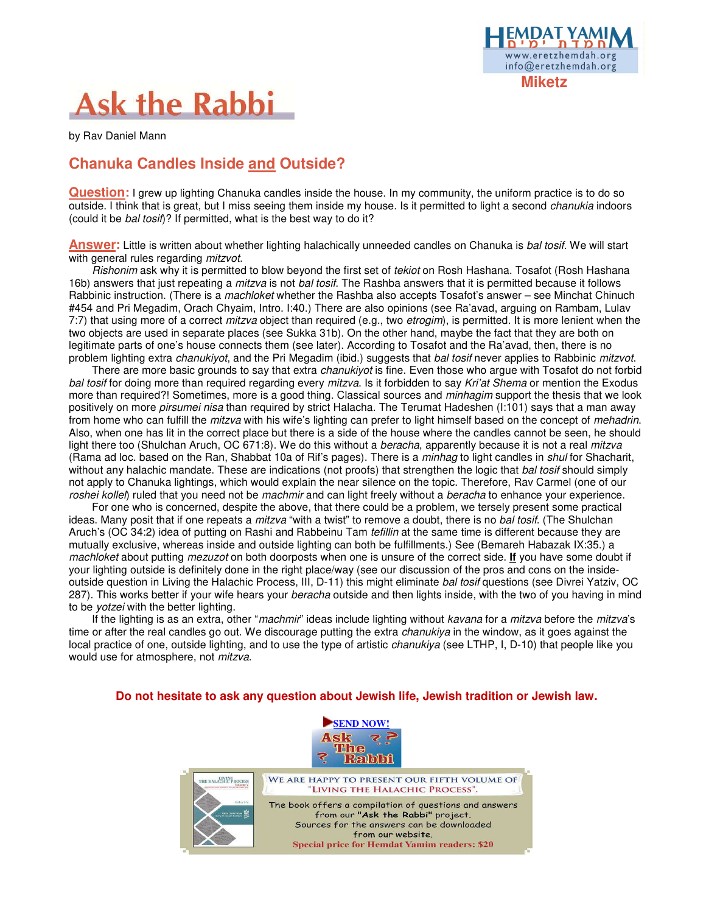Miketz

# Ask the Rabbi

by Rav Daniel Mann

## Chanuka Candles Inside and Outside?

**Question:** I grew up lighting Chanuka candles inside the house. In my community, the uniform practice is to do so outside. I think that is great, but I miss seeing them inside my house. Is it permitted to light a second *chanukia* indoors (could it be *bal tosif*)? If permitted, what is the best way to do it?

**Answer:** Little is written about whether lighting halachically unneeded candles on Chanuka is *bal tosif*. We will start with general rules regarding *mitzvot*.

*Rishonim* ask why it is permitted to blow beyond the first set of *tekiot* on Rosh Hashana. Tosafot (Rosh Hashana 16b) answers that just repeating a *mitzva* is not *bal tosif*. The Rashba answers that it is permitted because it follows Rabbinic instruction. (There is a *machloket* whether the Rashba also accepts Tosafot's answer – see Minchat Chinuch #454 and Pri Megadim, Orach Chyaim, Intro. I:40.) There are also opinions (see Ra'avad, arguing on Rambam, Lulav 7:7) that using more of a correct *mitzva* object than required (e.g., two *etrogim*), is permitted. It is more lenient when the two objects are used in separate places (see Sukka 31b). On the other hand, maybe the fact that they are both on legitimate parts of one's house connects them (see later). According to Tosafot and the Ra'avad, then, there is no problem lighting extra *chanukiyot*, and the Pri Megadim (ibid.) suggests that *bal tosif* never applies to Rabbinic *mitzvot*.

There are more basic grounds to say that extra *chanukiyot* is fine. Even those who argue with Tosafot do not forbid *bal tosif* for doing more than required regarding every *mitzva*. Is it forbidden to say *Kri'at Shema* or mention the Exodus more than required?! Sometimes, more is a good thing. Classical sources and *minhagim* support the thesis that we look positively on more *pirsumei nisa* than required by strict Halacha. The Terumat Hadeshen (I:101) says that a man away from home who can fulfill the *mitzva* with his wife's lighting can prefer to light himself based on the concept of *mehadrin*. Also, when one has lit in the correct place but there is a side of the house where the candles cannot be seen, he should light there too (Shulchan Aruch, OC 671:8). We do this without a *beracha*, apparently because it is not a real *mitzva* (Rama ad loc. based on the Ran, Shabbat 10a of Rif's pages). There is a *minhag* to light candles in *shul* for Shacharit, without any halachic mandate. These are indications (not proofs) that strengthen the logic that *bal tosif* should simply not apply to Chanuka lightings, which would explain the near silence on the topic. Therefore, Rav Carmel (one of our *roshei kollel*) ruled that you need not be *machmir* and can light freely without a *beracha* to enhance your experience.

For one who is concerned, despite the above, that there could be a problem, we tersely present some practical ideas. Many posit that if one repeats a *mitzva* "with a twist" to remove a doubt, there is no *bal tosif*. (The Shulchan Aruch's (OC 34:2) idea of putting on Rashi and Rabbeinu Tam *tefillin* at the same time is different because they are mutually exclusive, whereas inside and outside lighting can both be fulfillments.) See (Bemareh Habazak IX:35.) a *machloket* about putting *mezuzot* on both doorposts when one is unsure of the correct side. **If** you have some doubt if your lighting outside is definitely done in the right place/way (see our discussion of the pros and cons on the inside-outside question in Living the Halachic Process, III, D-11) this might eliminate *bal tosif* questions (see Divrei Yatziv, OC 287). This works better if your wife hears your *beracha* outside and then lights inside, with the two of you having in mind to be *yotzei* with the better lighting.

If the lighting is as an extra, other "*machmir*" ideas include lighting without *kavana* for a *mitzva* before the *mitzva*'s time or after the real candles go out. We discourage putting the extra *chanukiya* in the window, as it goes against the local practice of one, outside lighting, and to use the type of artistic *chanukiya* (see LTHP, I, D-10) that people like you would use for atmosphere, not *mitzva*.

**Do not hesitate to ask any question about Jewish life, Jewish tradition or Jewish law.**

SEND NOW!

We are happy to present our fifth volume of "Living the Halachic Process".

The book offers a compilation of questions and answers from our "Ask the Rabbi" project.
Sources for the answers can be downloaded from our website.
Special price for Hemdat Yamim readers: $20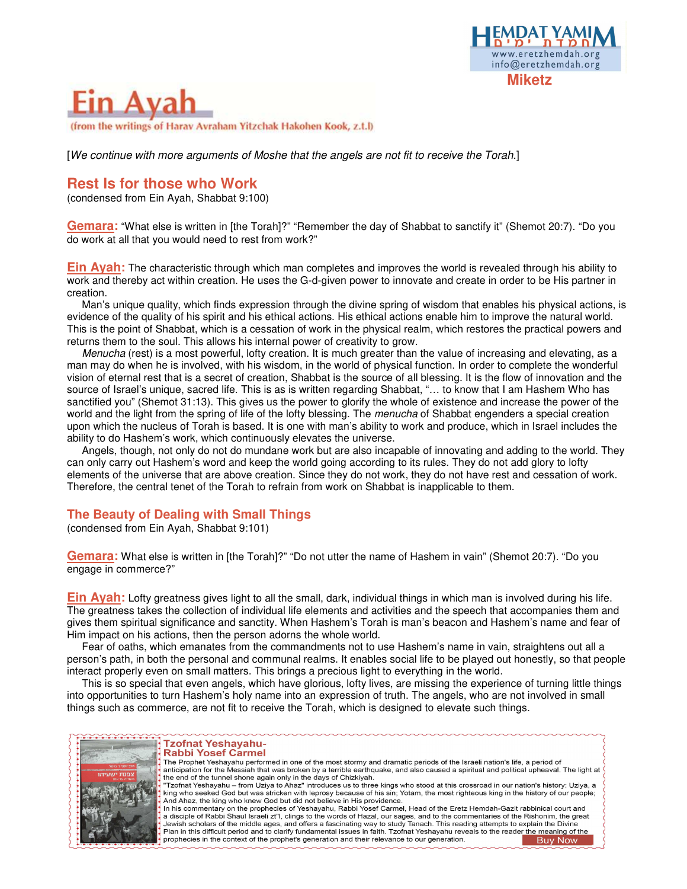Miketz

# Ein Ayah

(from the writings of Harav Avraham Yitzchak Hakohen Kook, z.t.l)

[*We continue with more arguments of Moshe that the angels are not fit to receive the Torah.*]

## Rest Is for those who Work

(condensed from Ein Ayah, Shabbat 9:100)

**Gemara:** "What else is written in [the Torah]?" "Remember the day of Shabbat to sanctify it" (Shemot 20:7). "Do you do work at all that you would need to rest from work?"

**Ein Ayah:** The characteristic through which man completes and improves the world is revealed through his ability to work and thereby act within creation. He uses the G-d-given power to innovate and create in order to be His partner in creation.

Man's unique quality, which finds expression through the divine spring of wisdom that enables his physical actions, is evidence of the quality of his spirit and his ethical actions. His ethical actions enable him to improve the natural world. This is the point of Shabbat, which is a cessation of work in the physical realm, which restores the practical powers and returns them to the soul. This allows his internal power of creativity to grow.

*Menucha* (rest) is a most powerful, lofty creation. It is much greater than the value of increasing and elevating, as a man may do when he is involved, with his wisdom, in the world of physical function. In order to complete the wonderful vision of eternal rest that is a secret of creation, Shabbat is the source of all blessing. It is the flow of innovation and the source of Israel's unique, sacred life. This is as is written regarding Shabbat, "… to know that I am Hashem Who has sanctified you" (Shemot 31:13). This gives us the power to glorify the whole of existence and increase the power of the world and the light from the spring of life of the lofty blessing. The *menucha* of Shabbat engenders a special creation upon which the nucleus of Torah is based. It is one with man's ability to work and produce, which in Israel includes the ability to do Hashem's work, which continuously elevates the universe.

Angels, though, not only do not do mundane work but are also incapable of innovating and adding to the world. They can only carry out Hashem's word and keep the world going according to its rules. They do not add glory to lofty elements of the universe that are above creation. Since they do not work, they do not have rest and cessation of work. Therefore, the central tenet of the Torah to refrain from work on Shabbat is inapplicable to them.

## The Beauty of Dealing with Small Things

(condensed from Ein Ayah, Shabbat 9:101)

**Gemara:** What else is written in [the Torah]?" "Do not utter the name of Hashem in vain" (Shemot 20:7). "Do you engage in commerce?"

**Ein Ayah:** Lofty greatness gives light to all the small, dark, individual things in which man is involved during his life. The greatness takes the collection of individual life elements and activities and the speech that accompanies them and gives them spiritual significance and sanctity. When Hashem's Torah is man's beacon and Hashem's name and fear of Him impact on his actions, then the person adorns the whole world.

Fear of oaths, which emanates from the commandments not to use Hashem's name in vain, straightens out all a person's path, in both the personal and communal realms. It enables social life to be played out honestly, so that people interact properly even on small matters. This brings a precious light to everything in the world.

This is so special that even angels, which have glorious, lofty lives, are missing the experience of turning little things into opportunities to turn Hashem's holy name into an expression of truth. The angels, who are not involved in small things such as commerce, are not fit to receive the Torah, which is designed to elevate such things.

---

**Tzofnat Yeshayahu- Rabbi Yosef Carmel**

The Prophet Yeshayahu performed in one of the most stormy and dramatic periods of the Israeli nation's life, a period of anticipation for the Messiah that was broken by a terrible earthquake, and also caused a spiritual and political upheaval. The light at the end of the tunnel shone again only in the days of Chizkiyah.

"Tzofnat Yeshayahu – from Uziya to Ahaz" introduces us to three kings who stood at this crossroad in our nation's history: Uziya, a king who seeked God but was stricken with leprosy because of his sin; Yotam, the most righteous king in the history of our people; And Ahaz, the king who knew God but did not believe in His providence.

In his commentary on the prophecies of Yeshayahu, Rabbi Yosef Carmel, Head of the Eretz Hemdah-Gazit rabbinical court and a disciple of Rabbi Shaul Israeli zt"l, clings to the words of Hazal, our sages, and to the commentaries of the Rishonim, the great Jewish scholars of the middle ages, and offers a fascinating way to study Tanach. This reading attempts to explain the Divine Plan in this difficult period and to clarify fundamental issues in faith. Tzofnat Yeshayahu reveals to the reader the meaning of the prophecies in the context of the prophet's generation and their relevance to our generation.

Buy Now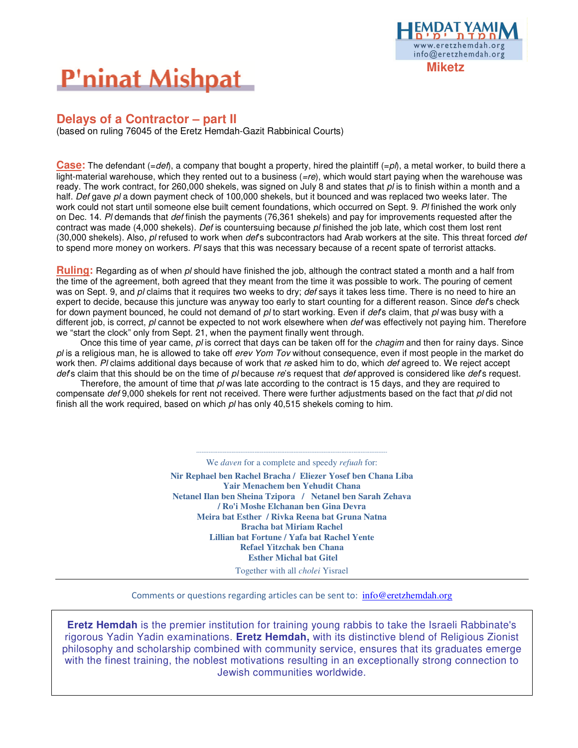# P'ninat Mishpat

**Miketz**

## Delays of a Contractor – part II

(based on ruling 76045 of the Eretz Hemdah-Gazit Rabbinical Courts)

**Case:** The defendant (=*def*), a company that bought a property, hired the plaintiff (=*pl*), a metal worker, to build there a light-material warehouse, which they rented out to a business (=*re*), which would start paying when the warehouse was ready. The work contract, for 260,000 shekels, was signed on July 8 and states that *pl* is to finish within a month and a half. *Def* gave *pl* a down payment check of 100,000 shekels, but it bounced and was replaced two weeks later. The work could not start until someone else built cement foundations, which occurred on Sept. 9. *Pl* finished the work only on Dec. 14. *Pl* demands that *def* finish the payments (76,361 shekels) and pay for improvements requested after the contract was made (4,000 shekels). *Def* is countersuing because *pl* finished the job late, which cost them lost rent (30,000 shekels). Also, *pl* refused to work when *def*'s subcontractors had Arab workers at the site. This threat forced *def* to spend more money on workers. *Pl* says that this was necessary because of a recent spate of terrorist attacks.

**Ruling:** Regarding as of when *pl* should have finished the job, although the contract stated a month and a half from the time of the agreement, both agreed that they meant from the time it was possible to work. The pouring of cement was on Sept. 9, and *pl* claims that it requires two weeks to dry; *def* says it takes less time. There is no need to hire an expert to decide, because this juncture was anyway too early to start counting for a different reason. Since *def*'s check for down payment bounced, he could not demand of *pl* to start working. Even if *def*'s claim, that *pl* was busy with a different job, is correct, *pl* cannot be expected to not work elsewhere when *def* was effectively not paying him. Therefore we "start the clock" only from Sept. 21, when the payment finally went through.

Once this time of year came, *pl* is correct that days can be taken off for the *chagim* and then for rainy days. Since *pl* is a religious man, he is allowed to take off *erev Yom Tov* without consequence, even if most people in the market do work then. *Pl* claims additional days because of work that *re* asked him to do, which *def* agreed to. We reject accept *def*'s claim that this should be on the time of *pl* because *re*'s request that *def* approved is considered like *def*'s request.

Therefore, the amount of time that *pl* was late according to the contract is 15 days, and they are required to compensate *def* 9,000 shekels for rent not received. There were further adjustments based on the fact that *pl* did not finish all the work required, based on which *pl* has only 40,515 shekels coming to him.

---

We *daven* for a complete and speedy *refuah* for:

**Nir Rephael ben Rachel Bracha / Eliezer Yosef ben Chana Liba**
**Yair Menachem ben Yehudit Chana**
**Netanel Ilan ben Sheina Tzipora / Netanel ben Sarah Zehava**
**/ Ro'i Moshe Elchanan ben Gina Devra**
**Meira bat Esther / Rivka Reena bat Gruna Natna**
**Bracha bat Miriam Rachel**
**Lillian bat Fortune / Yafa bat Rachel Yente**
**Refael Yitzchak ben Chana**
**Esther Michal bat Gitel**

Together with all *cholei* Yisrael

---

Comments or questions regarding articles can be sent to: info@eretzhemdah.org

**Eretz Hemdah** is the premier institution for training young rabbis to take the Israeli Rabbinate's rigorous Yadin Yadin examinations. **Eretz Hemdah,** with its distinctive blend of Religious Zionist philosophy and scholarship combined with community service, ensures that its graduates emerge with the finest training, the noblest motivations resulting in an exceptionally strong connection to Jewish communities worldwide.